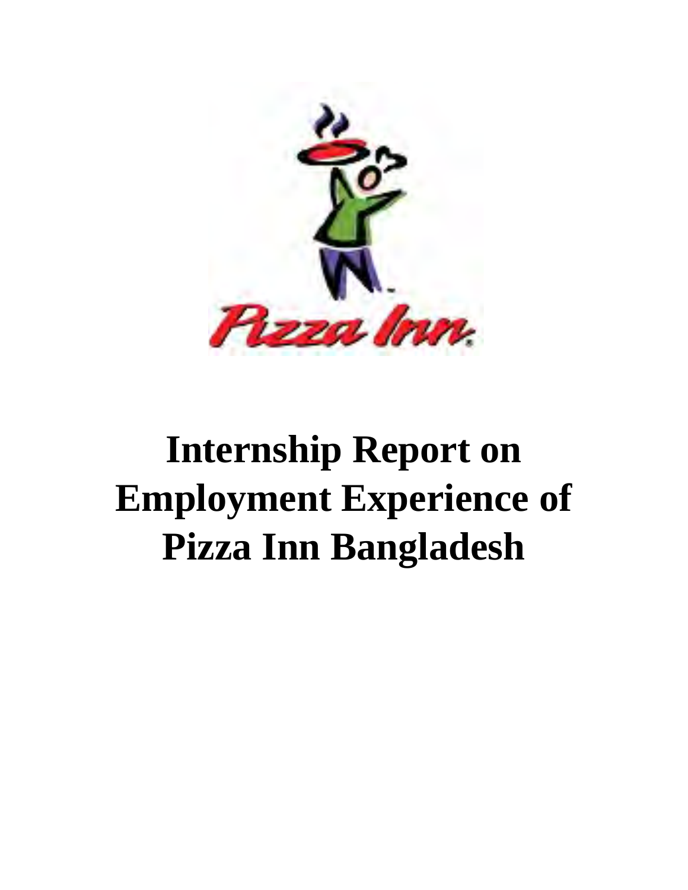# Internship Report on Employment Experience of Pizza Inn Bangladesh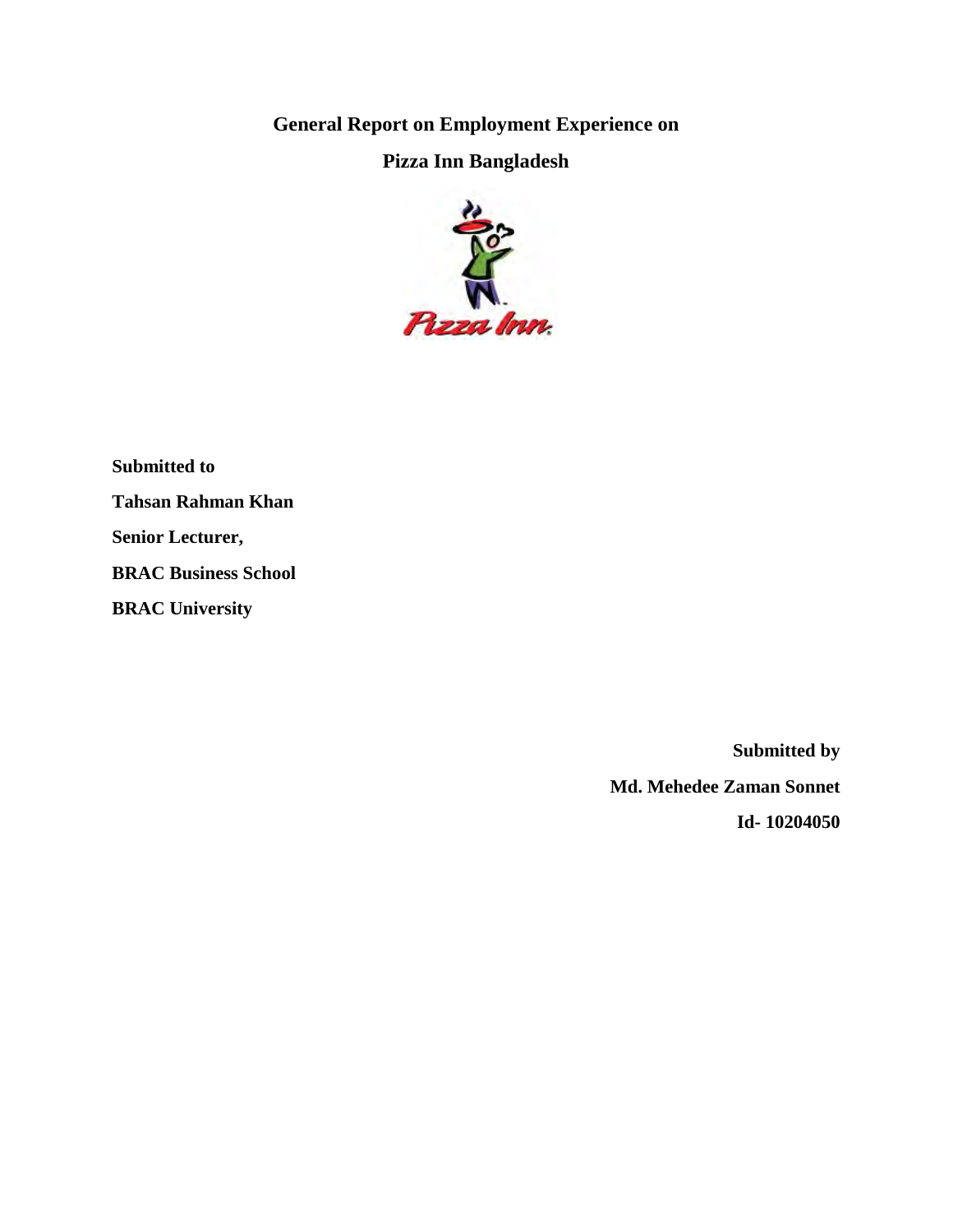# General Report on Employment Experience on

# Pizza Inn Bangladesh

**Submitted to**

**Tahsan Rahman Khan**

**Senior Lecturer,**

**BRAC Business School**

**BRAC University**

**Submitted by**

**Md. Mehedee Zaman Sonnet**

**Id- 10204050**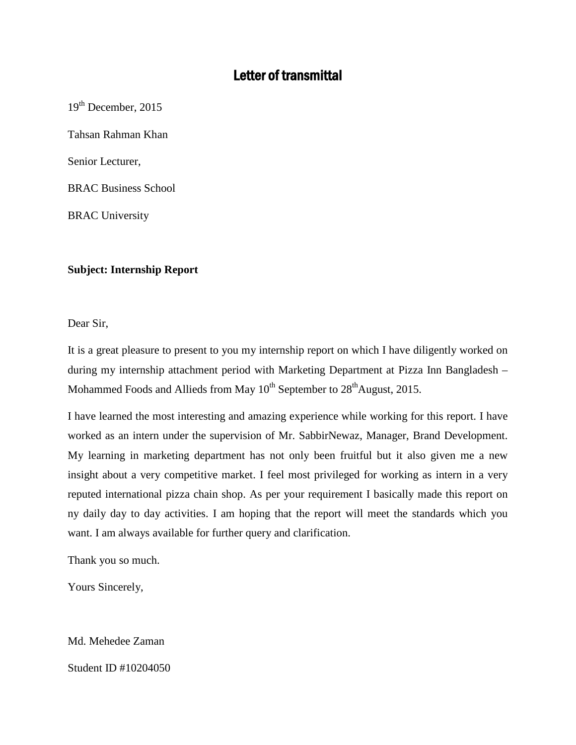# Letter of transmittal

19th December, 2015

Tahsan Rahman Khan

Senior Lecturer,

BRAC Business School

BRAC University

**Subject: Internship Report**

Dear Sir,

It is a great pleasure to present to you my internship report on which I have diligently worked on during my internship attachment period with Marketing Department at Pizza Inn Bangladesh – Mohammed Foods and Allieds from May 10th September to 28th August, 2015.

I have learned the most interesting and amazing experience while working for this report. I have worked as an intern under the supervision of Mr. SabbirNewaz, Manager, Brand Development. My learning in marketing department has not only been fruitful but it also given me a new insight about a very competitive market. I feel most privileged for working as intern in a very reputed international pizza chain shop. As per your requirement I basically made this report on ny daily day to day activities. I am hoping that the report will meet the standards which you want. I am always available for further query and clarification.

Thank you so much.

Yours Sincerely,

Md. Mehedee Zaman

Student ID #10204050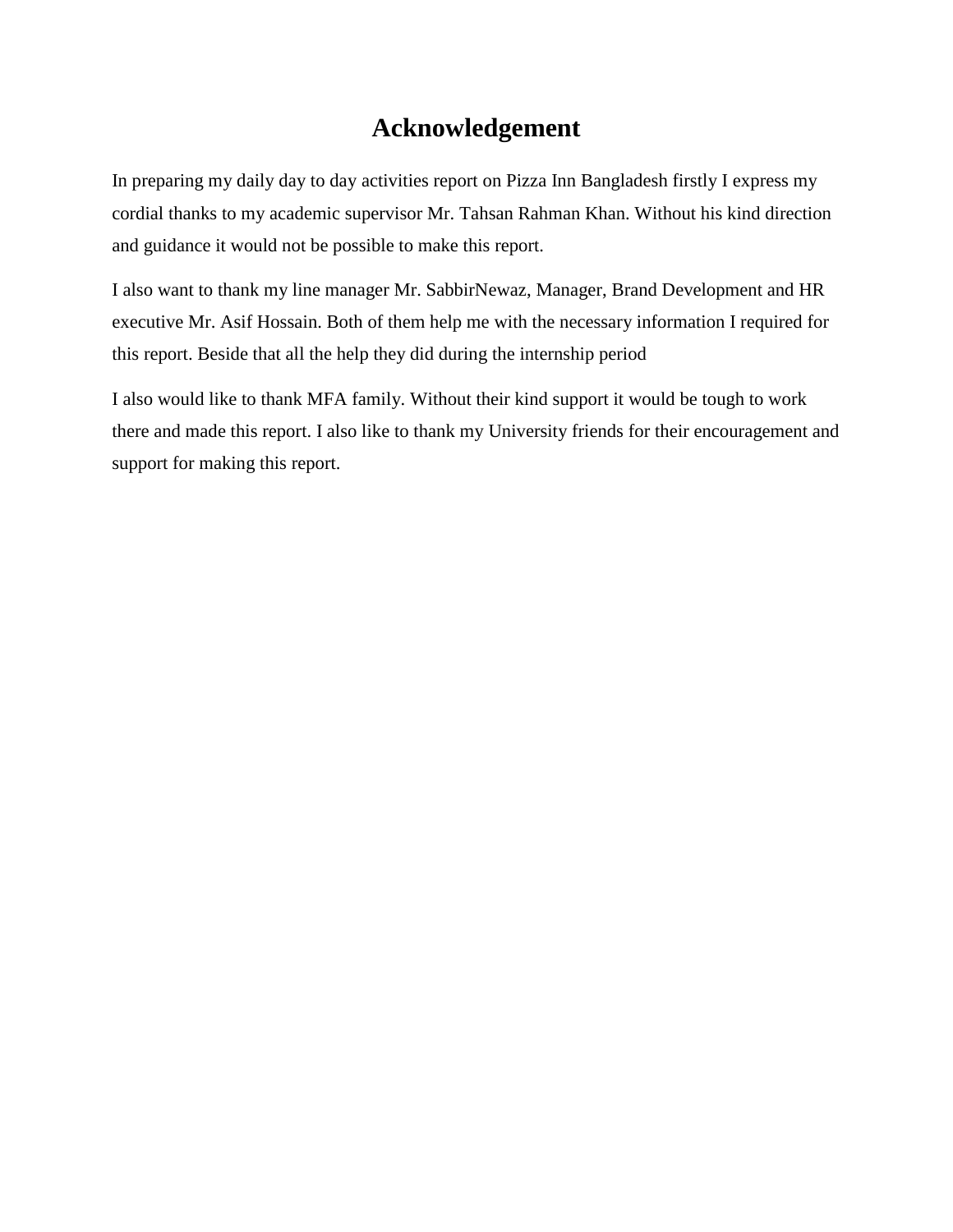# Acknowledgement

In preparing my daily day to day activities report on Pizza Inn Bangladesh firstly I express my cordial thanks to my academic supervisor Mr. Tahsan Rahman Khan. Without his kind direction and guidance it would not be possible to make this report.

I also want to thank my line manager Mr. SabbirNewaz, Manager, Brand Development and HR executive Mr. Asif Hossain. Both of them help me with the necessary information I required for this report. Beside that all the help they did during the internship period

I also would like to thank MFA family. Without their kind support it would be tough to work there and made this report. I also like to thank my University friends for their encouragement and support for making this report.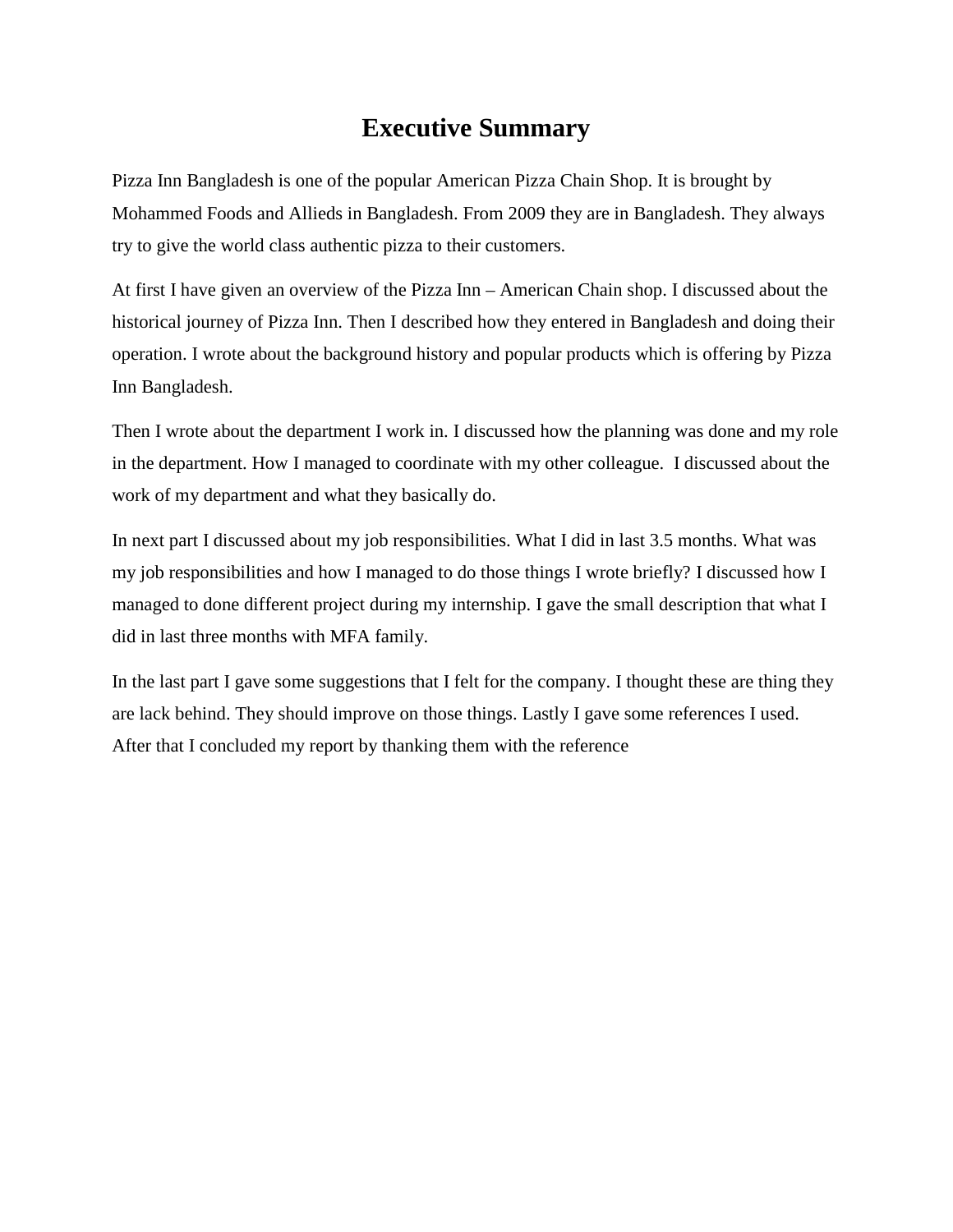# Executive Summary

Pizza Inn Bangladesh is one of the popular American Pizza Chain Shop. It is brought by Mohammed Foods and Allieds in Bangladesh. From 2009 they are in Bangladesh. They always try to give the world class authentic pizza to their customers.

At first I have given an overview of the Pizza Inn – American Chain shop. I discussed about the historical journey of Pizza Inn. Then I described how they entered in Bangladesh and doing their operation. I wrote about the background history and popular products which is offering by Pizza Inn Bangladesh.

Then I wrote about the department I work in. I discussed how the planning was done and my role in the department. How I managed to coordinate with my other colleague. I discussed about the work of my department and what they basically do.

In next part I discussed about my job responsibilities. What I did in last 3.5 months. What was my job responsibilities and how I managed to do those things I wrote briefly? I discussed how I managed to done different project during my internship. I gave the small description that what I did in last three months with MFA family.

In the last part I gave some suggestions that I felt for the company. I thought these are thing they are lack behind. They should improve on those things. Lastly I gave some references I used. After that I concluded my report by thanking them with the reference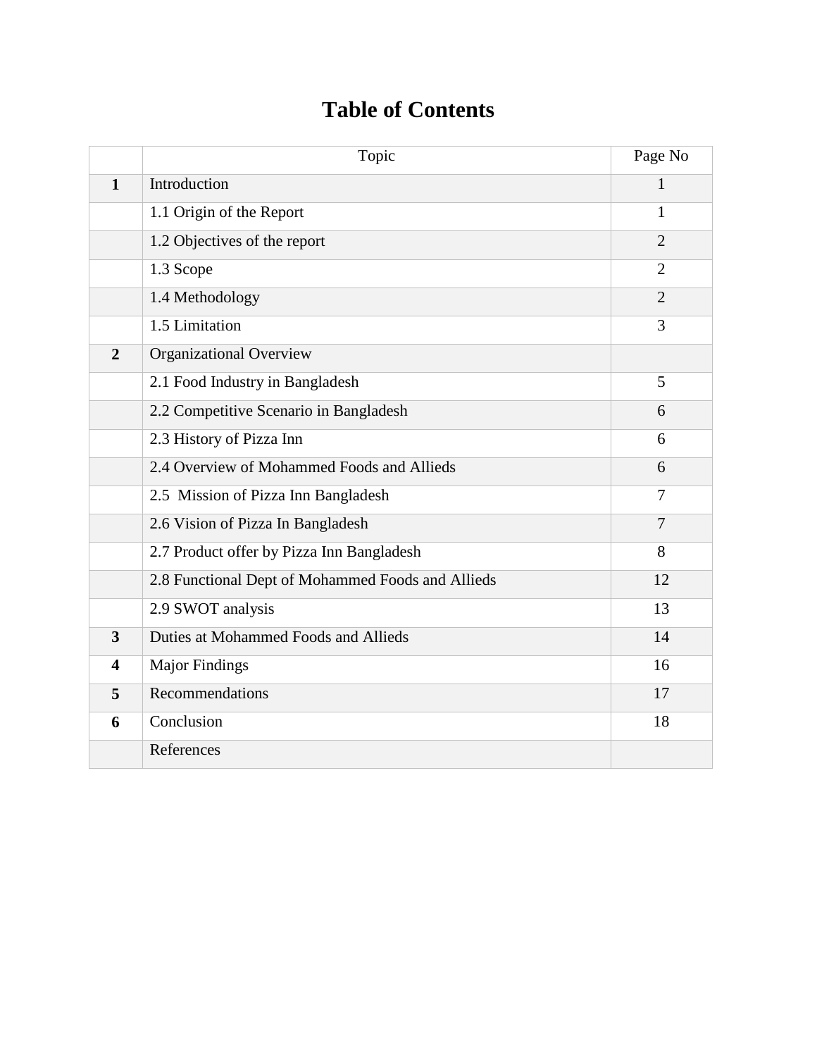# Table of Contents

| | Topic | Page No |
|---|---|---|
| **1** | Introduction | 1 |
| | 1.1 Origin of the Report | 1 |
| | 1.2 Objectives of the report | 2 |
| | 1.3 Scope | 2 |
| | 1.4 Methodology | 2 |
| | 1.5 Limitation | 3 |
| **2** | Organizational Overview | |
| | 2.1 Food Industry in Bangladesh | 5 |
| | 2.2 Competitive Scenario in Bangladesh | 6 |
| | 2.3 History of Pizza Inn | 6 |
| | 2.4 Overview of Mohammed Foods and Allieds | 6 |
| | 2.5 Mission of Pizza Inn Bangladesh | 7 |
| | 2.6 Vision of Pizza In Bangladesh | 7 |
| | 2.7 Product offer by Pizza Inn Bangladesh | 8 |
| | 2.8 Functional Dept of Mohammed Foods and Allieds | 12 |
| | 2.9 SWOT analysis | 13 |
| **3** | Duties at Mohammed Foods and Allieds | 14 |
| **4** | Major Findings | 16 |
| **5** | Recommendations | 17 |
| **6** | Conclusion | 18 |
| | References | |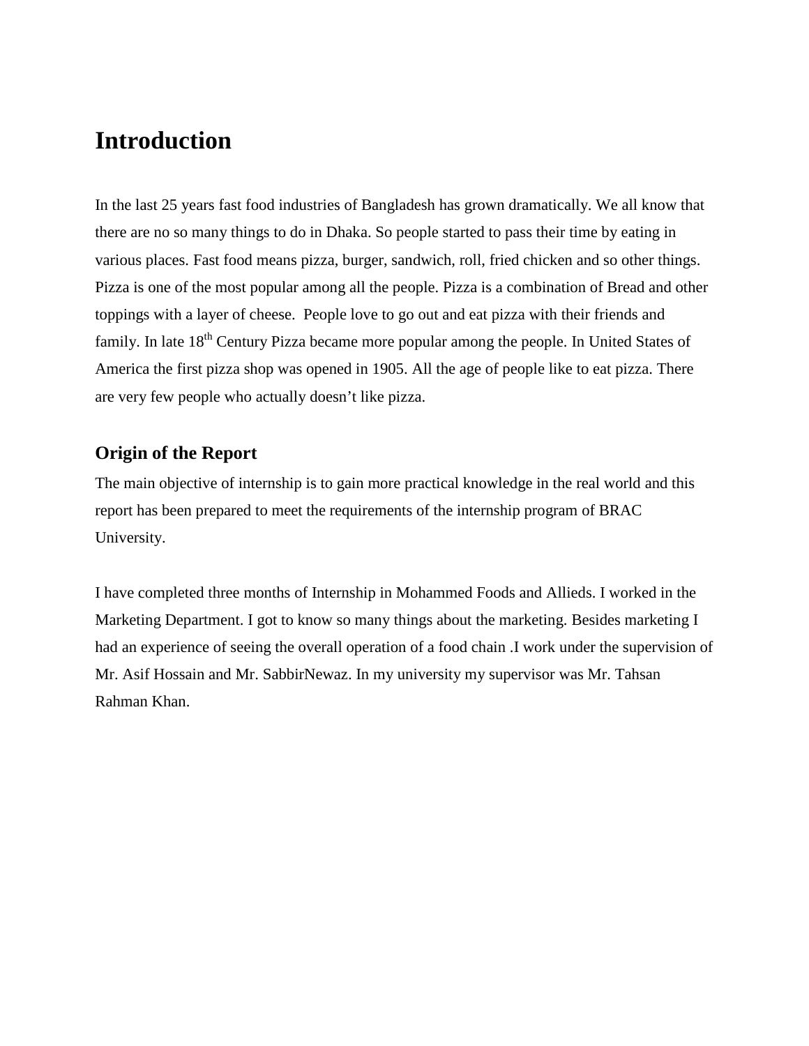# Introduction

In the last 25 years fast food industries of Bangladesh has grown dramatically. We all know that there are no so many things to do in Dhaka. So people started to pass their time by eating in various places. Fast food means pizza, burger, sandwich, roll, fried chicken and so other things. Pizza is one of the most popular among all the people. Pizza is a combination of Bread and other toppings with a layer of cheese. People love to go out and eat pizza with their friends and family. In late 18th Century Pizza became more popular among the people. In United States of America the first pizza shop was opened in 1905. All the age of people like to eat pizza. There are very few people who actually doesn't like pizza.

## Origin of the Report

The main objective of internship is to gain more practical knowledge in the real world and this report has been prepared to meet the requirements of the internship program of BRAC University.

I have completed three months of Internship in Mohammed Foods and Allieds. I worked in the Marketing Department. I got to know so many things about the marketing. Besides marketing I had an experience of seeing the overall operation of a food chain .I work under the supervision of Mr. Asif Hossain and Mr. SabbirNewaz. In my university my supervisor was Mr. Tahsan Rahman Khan.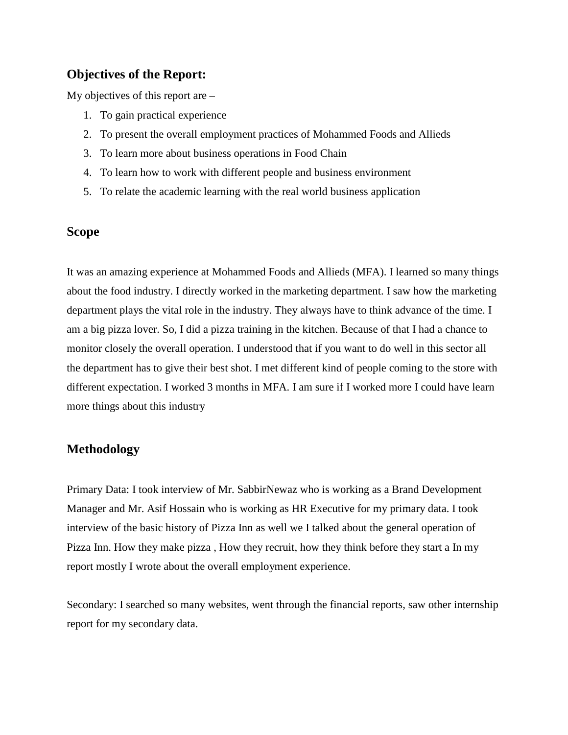## Objectives of the Report:

My objectives of this report are –

1. To gain practical experience
2. To present the overall employment practices of Mohammed Foods and Allieds
3. To learn more about business operations in Food Chain
4. To learn how to work with different people and business environment
5. To relate the academic learning with the real world business application

## Scope

It was an amazing experience at Mohammed Foods and Allieds (MFA). I learned so many things about the food industry. I directly worked in the marketing department. I saw how the marketing department plays the vital role in the industry. They always have to think advance of the time. I am a big pizza lover. So, I did a pizza training in the kitchen. Because of that I had a chance to monitor closely the overall operation. I understood that if you want to do well in this sector all the department has to give their best shot. I met different kind of people coming to the store with different expectation. I worked 3 months in MFA. I am sure if I worked more I could have learn more things about this industry

## Methodology

Primary Data: I took interview of Mr. SabbirNewaz who is working as a Brand Development Manager and Mr. Asif Hossain who is working as HR Executive for my primary data. I took interview of the basic history of Pizza Inn as well we I talked about the general operation of Pizza Inn. How they make pizza , How they recruit, how they think before they start a In my report mostly I wrote about the overall employment experience.

Secondary: I searched so many websites, went through the financial reports, saw other internship report for my secondary data.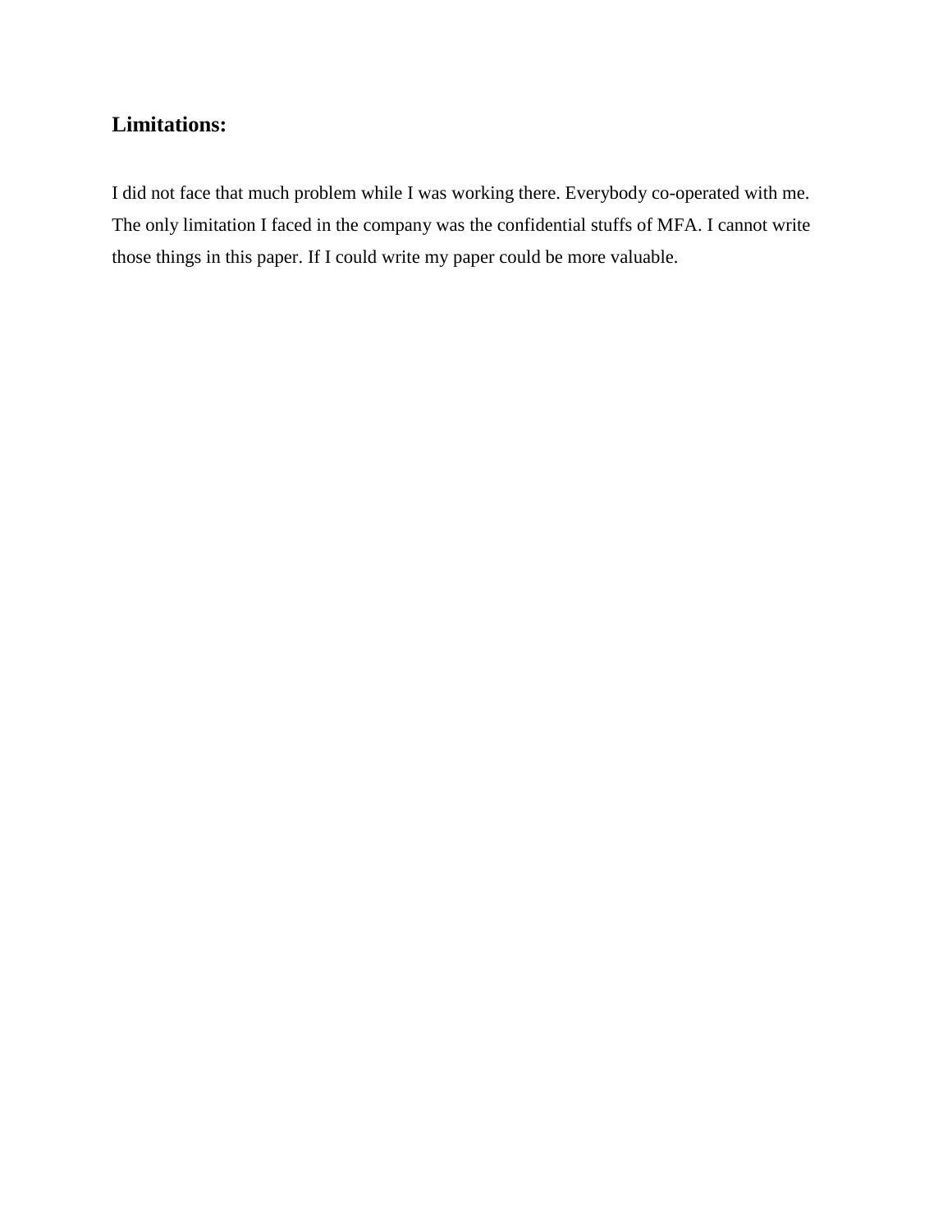## Limitations:

I did not face that much problem while I was working there. Everybody co-operated with me. The only limitation I faced in the company was the confidential stuffs of MFA. I cannot write those things in this paper. If I could write my paper could be more valuable.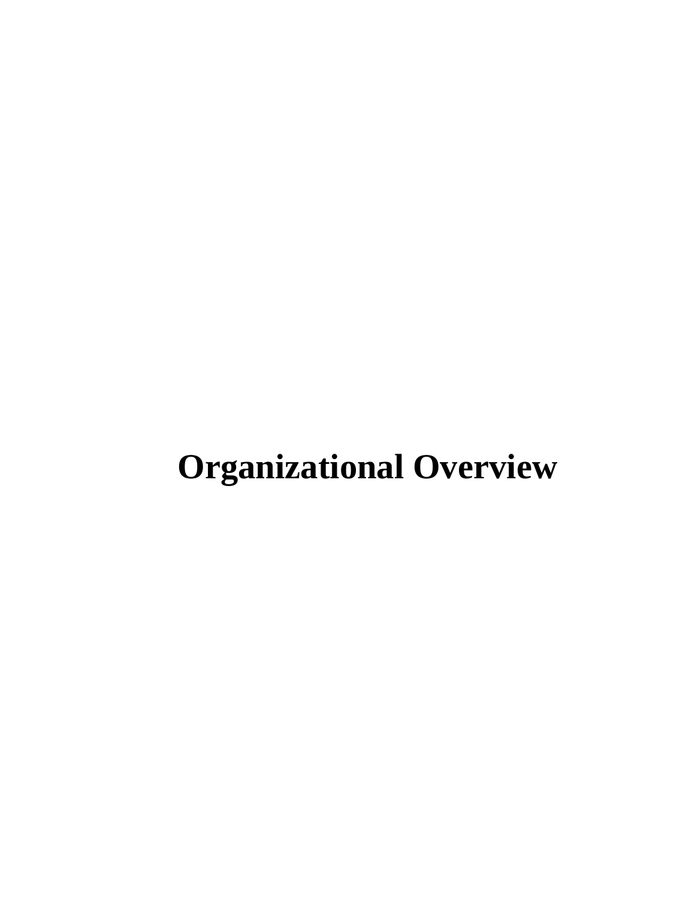# Organizational Overview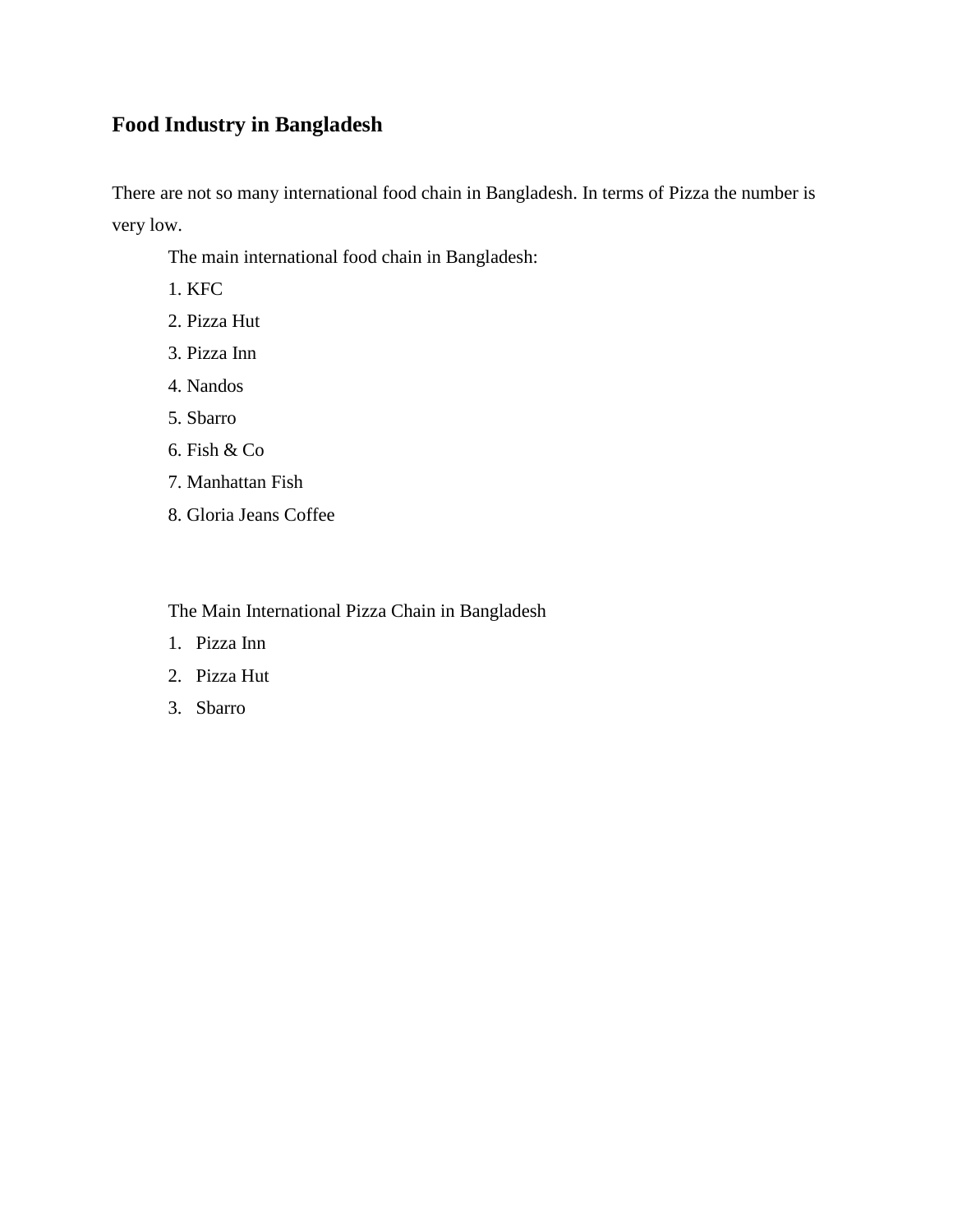## Food Industry in Bangladesh

There are not so many international food chain in Bangladesh. In terms of Pizza the number is very low.

The main international food chain in Bangladesh:

1. KFC
2. Pizza Hut
3. Pizza Inn
4. Nandos
5. Sbarro
6. Fish & Co
7. Manhattan Fish
8. Gloria Jeans Coffee

The Main International Pizza Chain in Bangladesh

1. Pizza Inn
2. Pizza Hut
3. Sbarro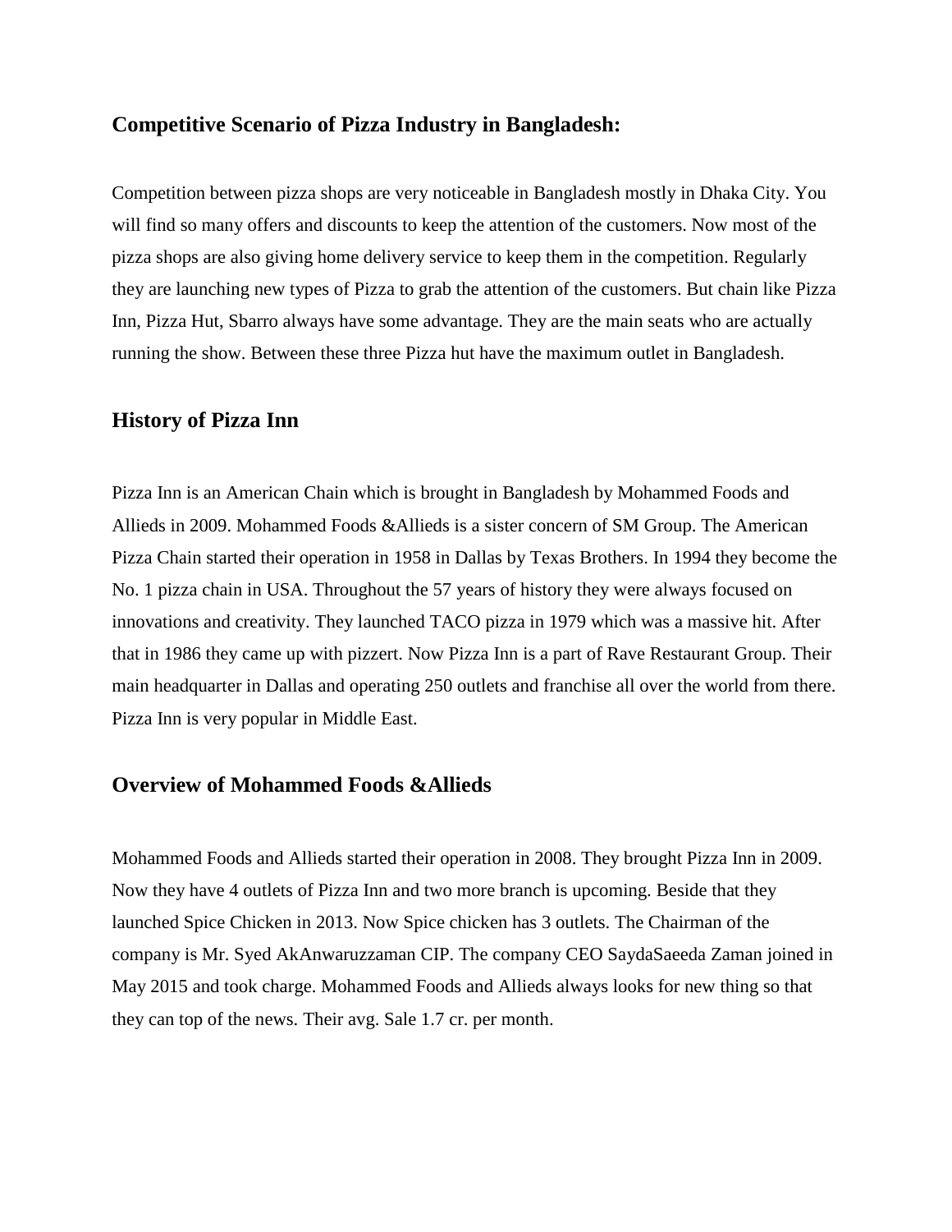## Competitive Scenario of Pizza Industry in Bangladesh:

Competition between pizza shops are very noticeable in Bangladesh mostly in Dhaka City. You will find so many offers and discounts to keep the attention of the customers. Now most of the pizza shops are also giving home delivery service to keep them in the competition. Regularly they are launching new types of Pizza to grab the attention of the customers. But chain like Pizza Inn, Pizza Hut, Sbarro always have some advantage. They are the main seats who are actually running the show. Between these three Pizza hut have the maximum outlet in Bangladesh.

## History of Pizza Inn

Pizza Inn is an American Chain which is brought in Bangladesh by Mohammed Foods and Allieds in 2009. Mohammed Foods &Allieds is a sister concern of SM Group. The American Pizza Chain started their operation in 1958 in Dallas by Texas Brothers. In 1994 they become the No. 1 pizza chain in USA. Throughout the 57 years of history they were always focused on innovations and creativity. They launched TACO pizza in 1979 which was a massive hit. After that in 1986 they came up with pizzert. Now Pizza Inn is a part of Rave Restaurant Group. Their main headquarter in Dallas and operating 250 outlets and franchise all over the world from there. Pizza Inn is very popular in Middle East.

## Overview of Mohammed Foods &Allieds

Mohammed Foods and Allieds started their operation in 2008. They brought Pizza Inn in 2009. Now they have 4 outlets of Pizza Inn and two more branch is upcoming. Beside that they launched Spice Chicken in 2013. Now Spice chicken has 3 outlets. The Chairman of the company is Mr. Syed AkAnwaruzzaman CIP. The company CEO SaydaSaeeda Zaman joined in May 2015 and took charge. Mohammed Foods and Allieds always looks for new thing so that they can top of the news. Their avg. Sale 1.7 cr. per month.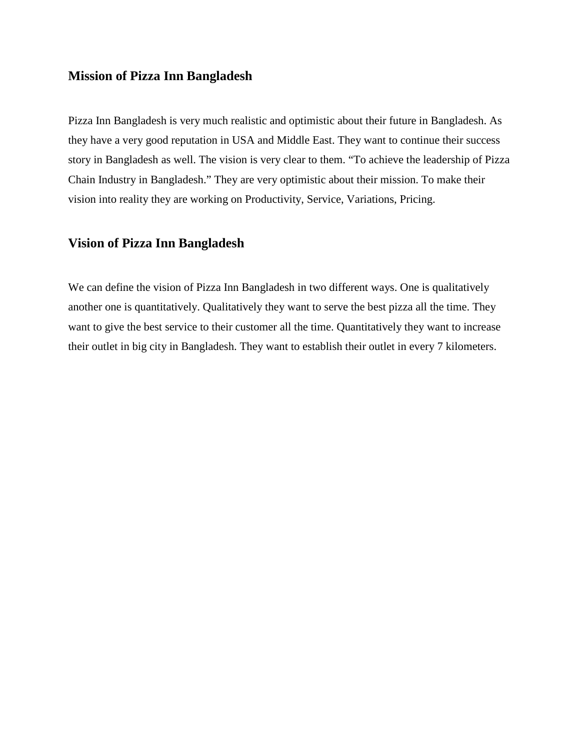## Mission of Pizza Inn Bangladesh

Pizza Inn Bangladesh is very much realistic and optimistic about their future in Bangladesh. As they have a very good reputation in USA and Middle East. They want to continue their success story in Bangladesh as well. The vision is very clear to them. “To achieve the leadership of Pizza Chain Industry in Bangladesh.” They are very optimistic about their mission. To make their vision into reality they are working on Productivity, Service, Variations, Pricing.

## Vision of Pizza Inn Bangladesh

We can define the vision of Pizza Inn Bangladesh in two different ways. One is qualitatively another one is quantitatively. Qualitatively they want to serve the best pizza all the time. They want to give the best service to their customer all the time. Quantitatively they want to increase their outlet in big city in Bangladesh. They want to establish their outlet in every 7 kilometers.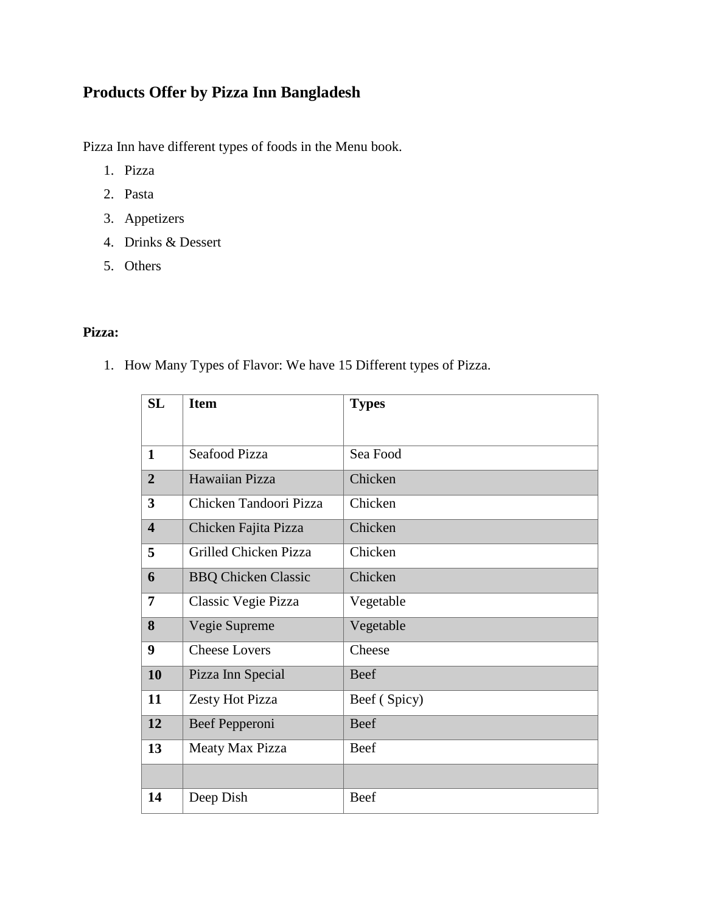## Products Offer by Pizza Inn Bangladesh

Pizza Inn have different types of foods in the Menu book.

1. Pizza
2. Pasta
3. Appetizers
4. Drinks & Dessert
5. Others

**Pizza:**

1. How Many Types of Flavor: We have 15 Different types of Pizza.

| SL | Item | Types |
|---|---|---|
| **1** | Seafood Pizza | Sea Food |
| **2** | Hawaiian Pizza | Chicken |
| **3** | Chicken Tandoori Pizza | Chicken |
| **4** | Chicken Fajita Pizza | Chicken |
| **5** | Grilled Chicken Pizza | Chicken |
| **6** | BBQ Chicken Classic | Chicken |
| **7** | Classic Vegie Pizza | Vegetable |
| **8** | Vegie Supreme | Vegetable |
| **9** | Cheese Lovers | Cheese |
| **10** | Pizza Inn Special | Beef |
| **11** | Zesty Hot Pizza | Beef ( Spicy) |
| **12** | Beef Pepperoni | Beef |
| **13** | Meaty Max Pizza | Beef |
| | | |
| **14** | Deep Dish | Beef |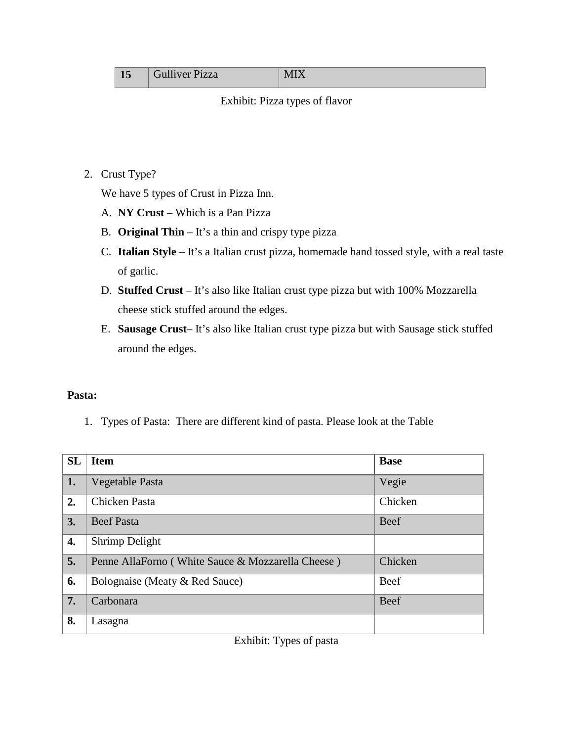| 15 | Gulliver Pizza | MIX |
|---|---|---|

Exhibit: Pizza types of flavor

2. Crust Type?

   We have 5 types of Crust in Pizza Inn.

   A. **NY Crust** – Which is a Pan Pizza
   B. **Original Thin** – It's a thin and crispy type pizza
   C. **Italian Style** – It's a Italian crust pizza, homemade hand tossed style, with a real taste of garlic.
   D. **Stuffed Crust** – It's also like Italian crust type pizza but with 100% Mozzarella cheese stick stuffed around the edges.
   E. **Sausage Crust**– It's also like Italian crust type pizza but with Sausage stick stuffed around the edges.

**Pasta:**

1. Types of Pasta: There are different kind of pasta. Please look at the Table

| SL | Item | Base |
|---|---|---|
| 1. | Vegetable Pasta | Vegie |
| 2. | Chicken Pasta | Chicken |
| 3. | Beef Pasta | Beef |
| 4. | Shrimp Delight | |
| 5. | Penne AllaForno ( White Sauce & Mozzarella Cheese ) | Chicken |
| 6. | Bolognaise (Meaty & Red Sauce) | Beef |
| 7. | Carbonara | Beef |
| 8. | Lasagna | |

Exhibit: Types of pasta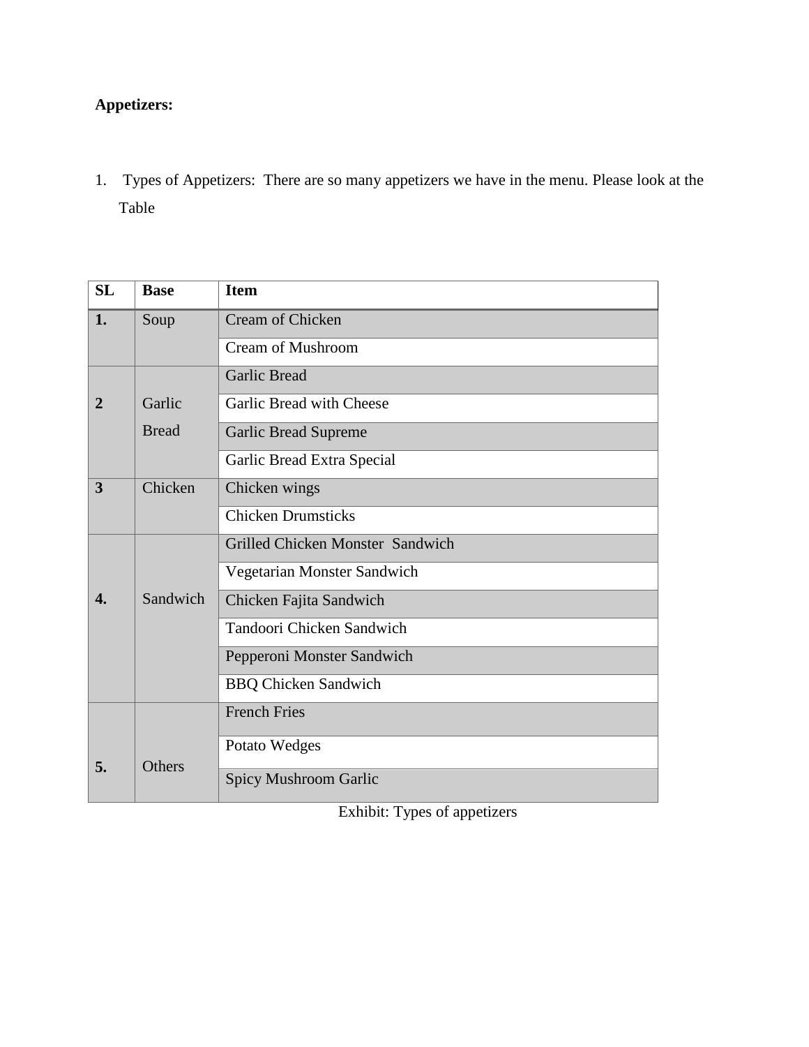**Appetizers:**

1. Types of Appetizers: There are so many appetizers we have in the menu. Please look at the Table

| SL | Base | Item |
|---|---|---|
| **1.** | Soup | Cream of Chicken |
| | | Cream of Mushroom |
| **2** | Garlic Bread | Garlic Bread |
| | | Garlic Bread with Cheese |
| | | Garlic Bread Supreme |
| | | Garlic Bread Extra Special |
| **3** | Chicken | Chicken wings |
| | | Chicken Drumsticks |
| **4.** | Sandwich | Grilled Chicken Monster Sandwich |
| | | Vegetarian Monster Sandwich |
| | | Chicken Fajita Sandwich |
| | | Tandoori Chicken Sandwich |
| | | Pepperoni Monster Sandwich |
| | | BBQ Chicken Sandwich |
| **5.** | Others | French Fries |
| | | Potato Wedges |
| | | Spicy Mushroom Garlic |

Exhibit: Types of appetizers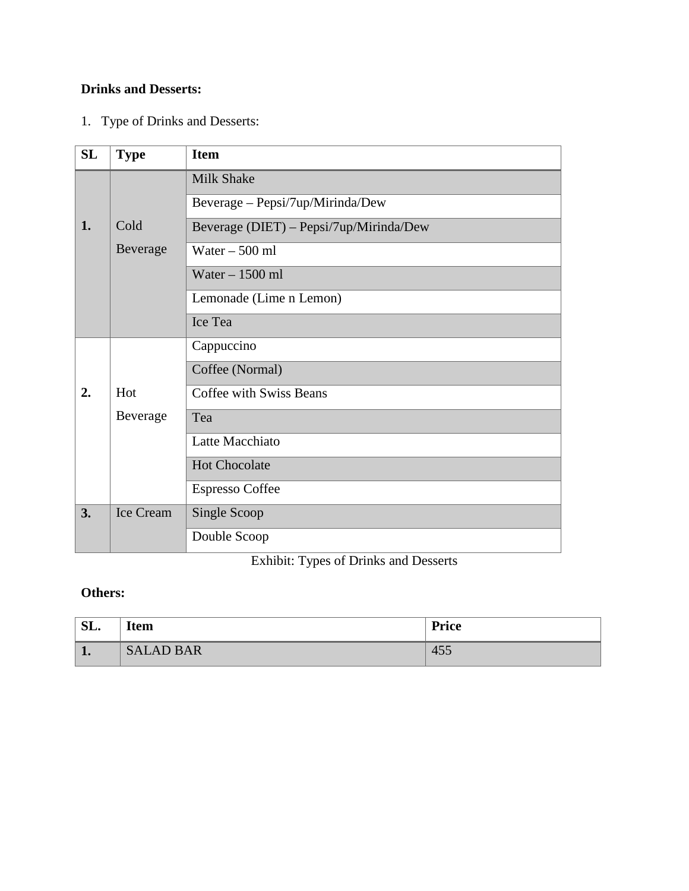**Drinks and Desserts:**

1. Type of Drinks and Desserts:

| SL | Type | Item |
|---|---|---|
| **1.** | Cold Beverage | Milk Shake |
| | | Beverage – Pepsi/7up/Mirinda/Dew |
| | | Beverage (DIET) – Pepsi/7up/Mirinda/Dew |
| | | Water – 500 ml |
| | | Water – 1500 ml |
| | | Lemonade (Lime n Lemon) |
| | | Ice Tea |
| **2.** | Hot Beverage | Cappuccino |
| | | Coffee (Normal) |
| | | Coffee with Swiss Beans |
| | | Tea |
| | | Latte Macchiato |
| | | Hot Chocolate |
| | | Espresso Coffee |
| **3.** | Ice Cream | Single Scoop |
| | | Double Scoop |

Exhibit: Types of Drinks and Desserts

**Others:**

| SL. | Item | Price |
|---|---|---|
| **1.** | SALAD BAR | 455 |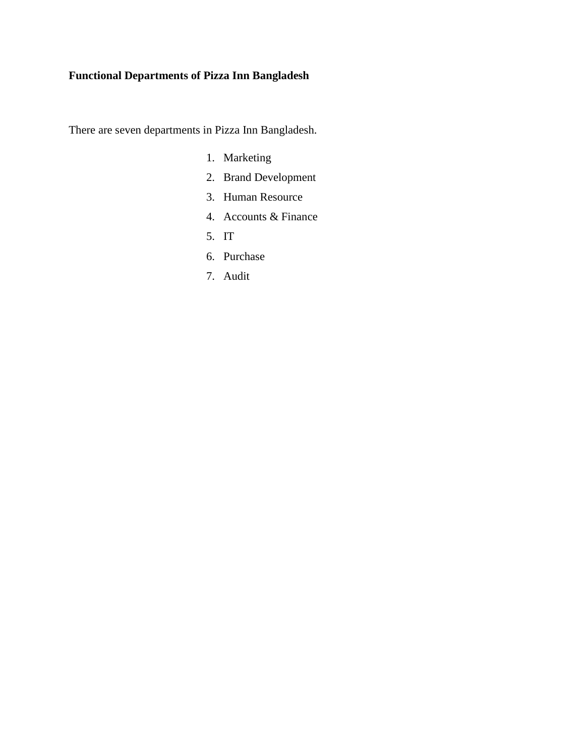**Functional Departments of Pizza Inn Bangladesh**

There are seven departments in Pizza Inn Bangladesh.

1. Marketing
2. Brand Development
3. Human Resource
4. Accounts & Finance
5. IT
6. Purchase
7. Audit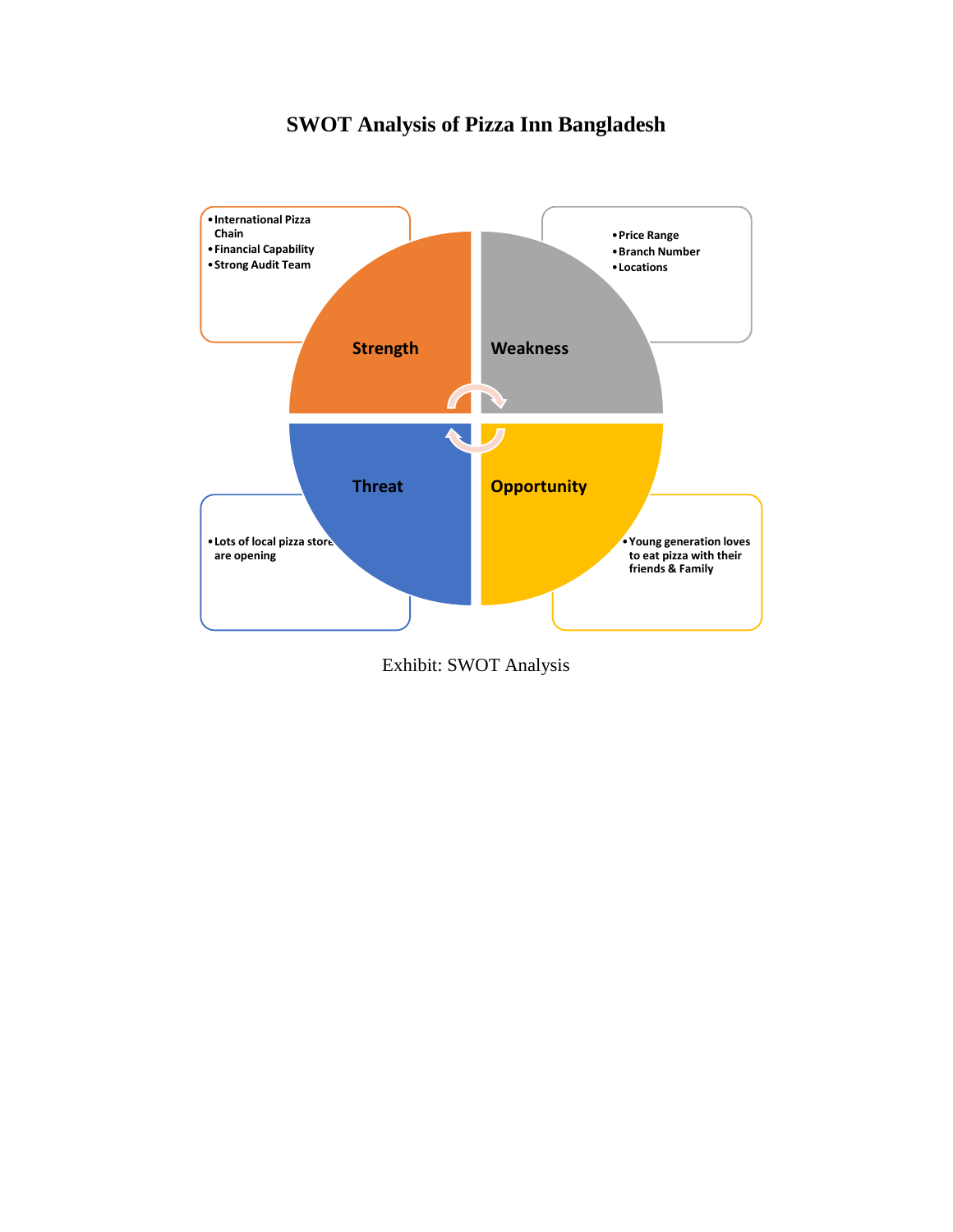## SWOT Analysis of Pizza Inn Bangladesh

**Strength**

- International Pizza Chain
- Financial Capability
- Strong Audit Team

**Weakness**

- Price Range
- Branch Number
- Locations

**Threat**

- Lots of local pizza store are opening

**Opportunity**

- Young generation loves to eat pizza with their friends & Family

Exhibit: SWOT Analysis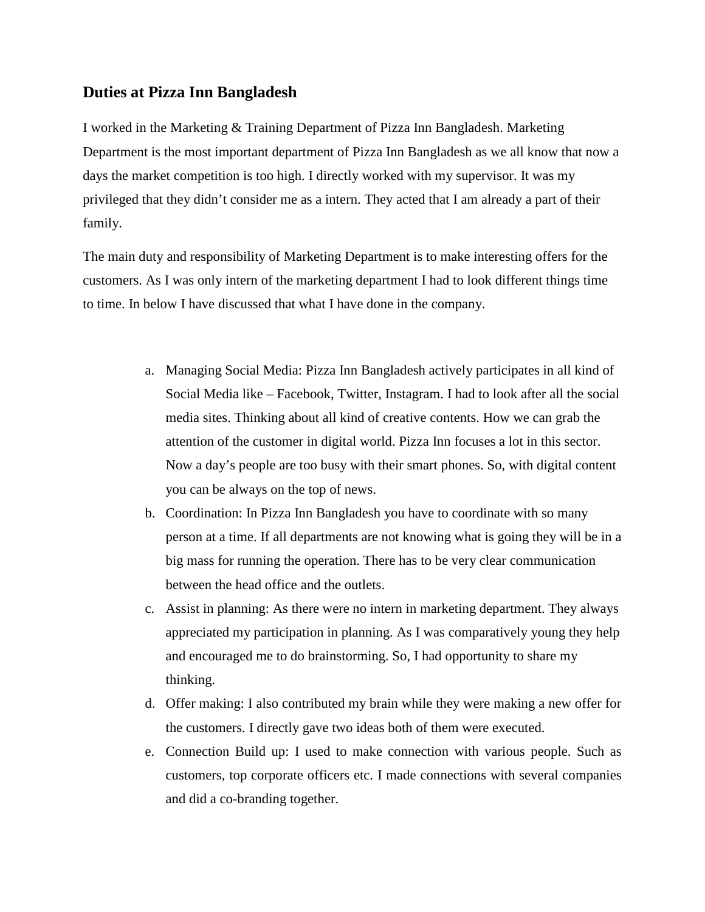## Duties at Pizza Inn Bangladesh

I worked in the Marketing & Training Department of Pizza Inn Bangladesh. Marketing Department is the most important department of Pizza Inn Bangladesh as we all know that now a days the market competition is too high. I directly worked with my supervisor. It was my privileged that they didn't consider me as a intern. They acted that I am already a part of their family.

The main duty and responsibility of Marketing Department is to make interesting offers for the customers. As I was only intern of the marketing department I had to look different things time to time. In below I have discussed that what I have done in the company.

a. Managing Social Media: Pizza Inn Bangladesh actively participates in all kind of Social Media like – Facebook, Twitter, Instagram. I had to look after all the social media sites. Thinking about all kind of creative contents. How we can grab the attention of the customer in digital world. Pizza Inn focuses a lot in this sector. Now a day's people are too busy with their smart phones. So, with digital content you can be always on the top of news.
b. Coordination: In Pizza Inn Bangladesh you have to coordinate with so many person at a time. If all departments are not knowing what is going they will be in a big mass for running the operation. There has to be very clear communication between the head office and the outlets.
c. Assist in planning: As there were no intern in marketing department. They always appreciated my participation in planning. As I was comparatively young they help and encouraged me to do brainstorming. So, I had opportunity to share my thinking.
d. Offer making: I also contributed my brain while they were making a new offer for the customers. I directly gave two ideas both of them were executed.
e. Connection Build up: I used to make connection with various people. Such as customers, top corporate officers etc. I made connections with several companies and did a co-branding together.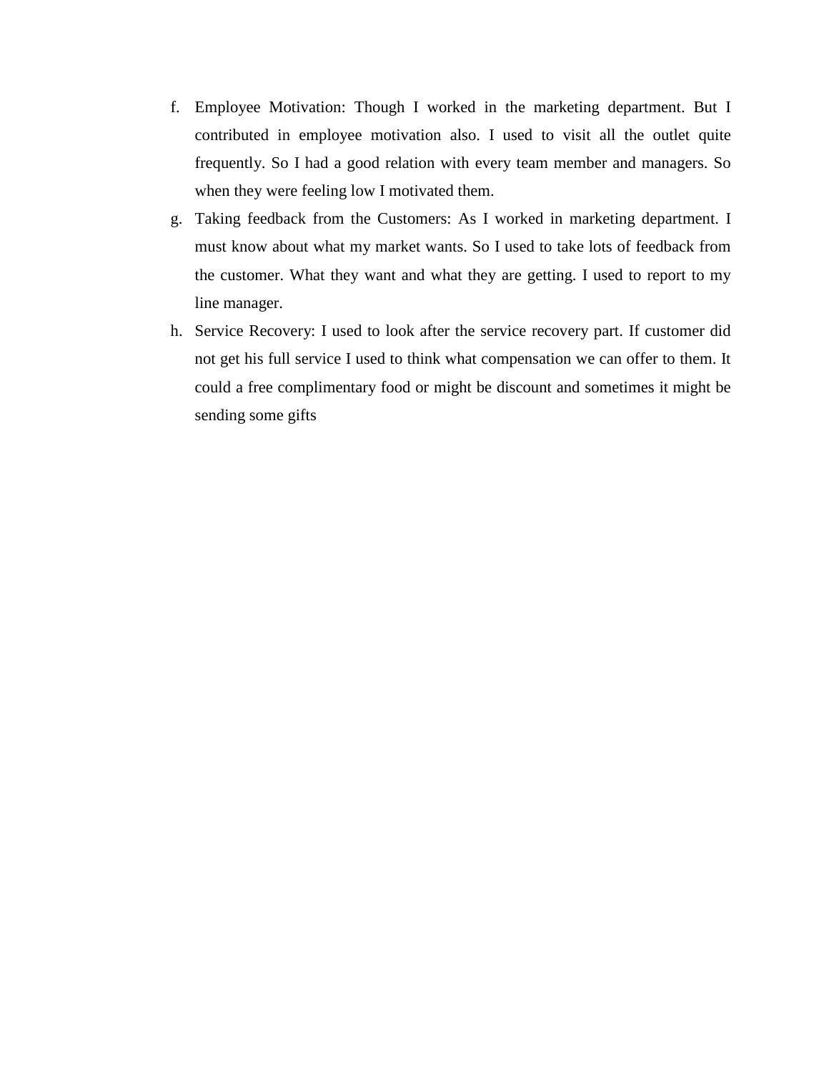f. Employee Motivation: Though I worked in the marketing department. But I contributed in employee motivation also. I used to visit all the outlet quite frequently. So I had a good relation with every team member and managers. So when they were feeling low I motivated them.
g. Taking feedback from the Customers: As I worked in marketing department. I must know about what my market wants. So I used to take lots of feedback from the customer. What they want and what they are getting. I used to report to my line manager.
h. Service Recovery: I used to look after the service recovery part. If customer did not get his full service I used to think what compensation we can offer to them. It could a free complimentary food or might be discount and sometimes it might be sending some gifts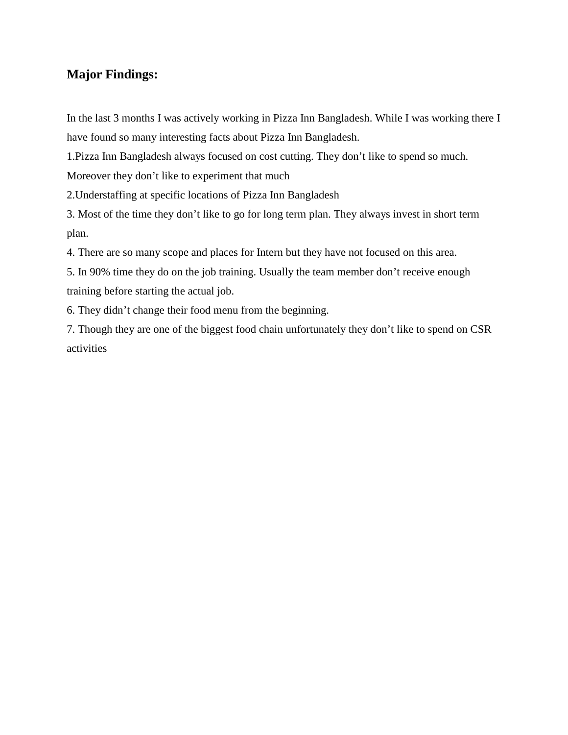## Major Findings:

In the last 3 months I was actively working in Pizza Inn Bangladesh. While I was working there I have found so many interesting facts about Pizza Inn Bangladesh.

1.Pizza Inn Bangladesh always focused on cost cutting. They don't like to spend so much. Moreover they don't like to experiment that much

2.Understaffing at specific locations of Pizza Inn Bangladesh

3. Most of the time they don't like to go for long term plan. They always invest in short term plan.

4. There are so many scope and places for Intern but they have not focused on this area.

5. In 90% time they do on the job training. Usually the team member don't receive enough training before starting the actual job.

6. They didn't change their food menu from the beginning.

7. Though they are one of the biggest food chain unfortunately they don't like to spend on CSR activities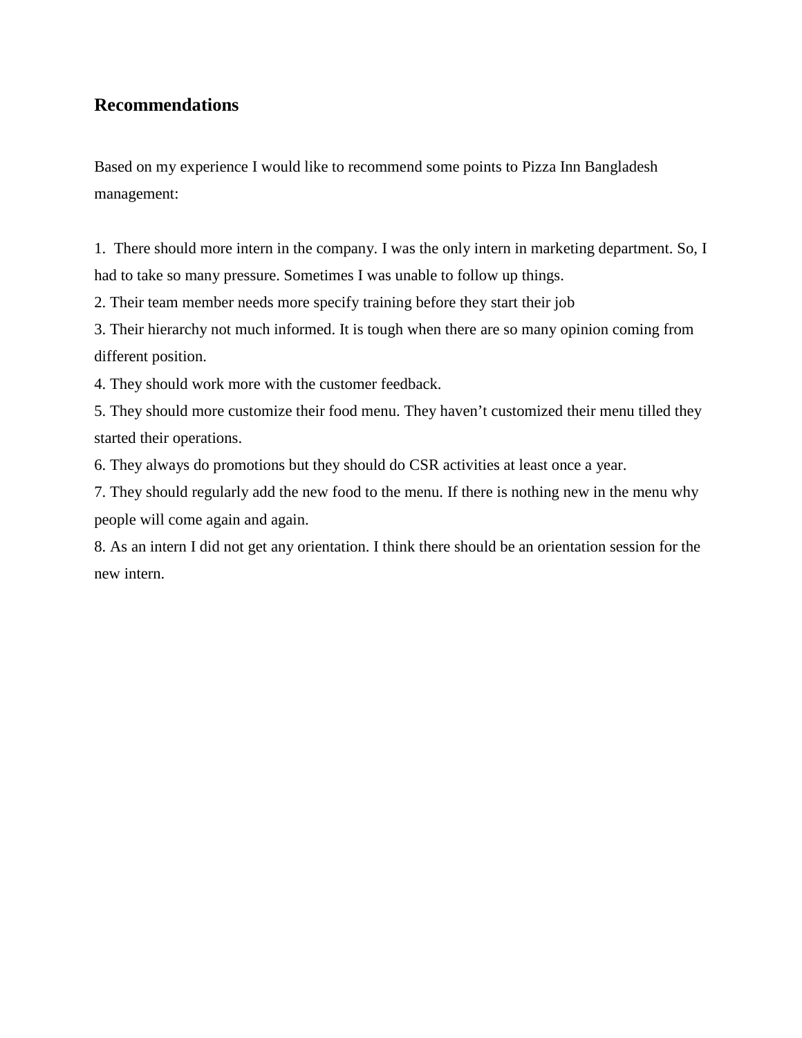## Recommendations

Based on my experience I would like to recommend some points to Pizza Inn Bangladesh management:

1. There should more intern in the company. I was the only intern in marketing department. So, I had to take so many pressure. Sometimes I was unable to follow up things.
2. Their team member needs more specify training before they start their job
3. Their hierarchy not much informed. It is tough when there are so many opinion coming from different position.
4. They should work more with the customer feedback.
5. They should more customize their food menu. They haven't customized their menu tilled they started their operations.
6. They always do promotions but they should do CSR activities at least once a year.
7. They should regularly add the new food to the menu. If there is nothing new in the menu why people will come again and again.
8. As an intern I did not get any orientation. I think there should be an orientation session for the new intern.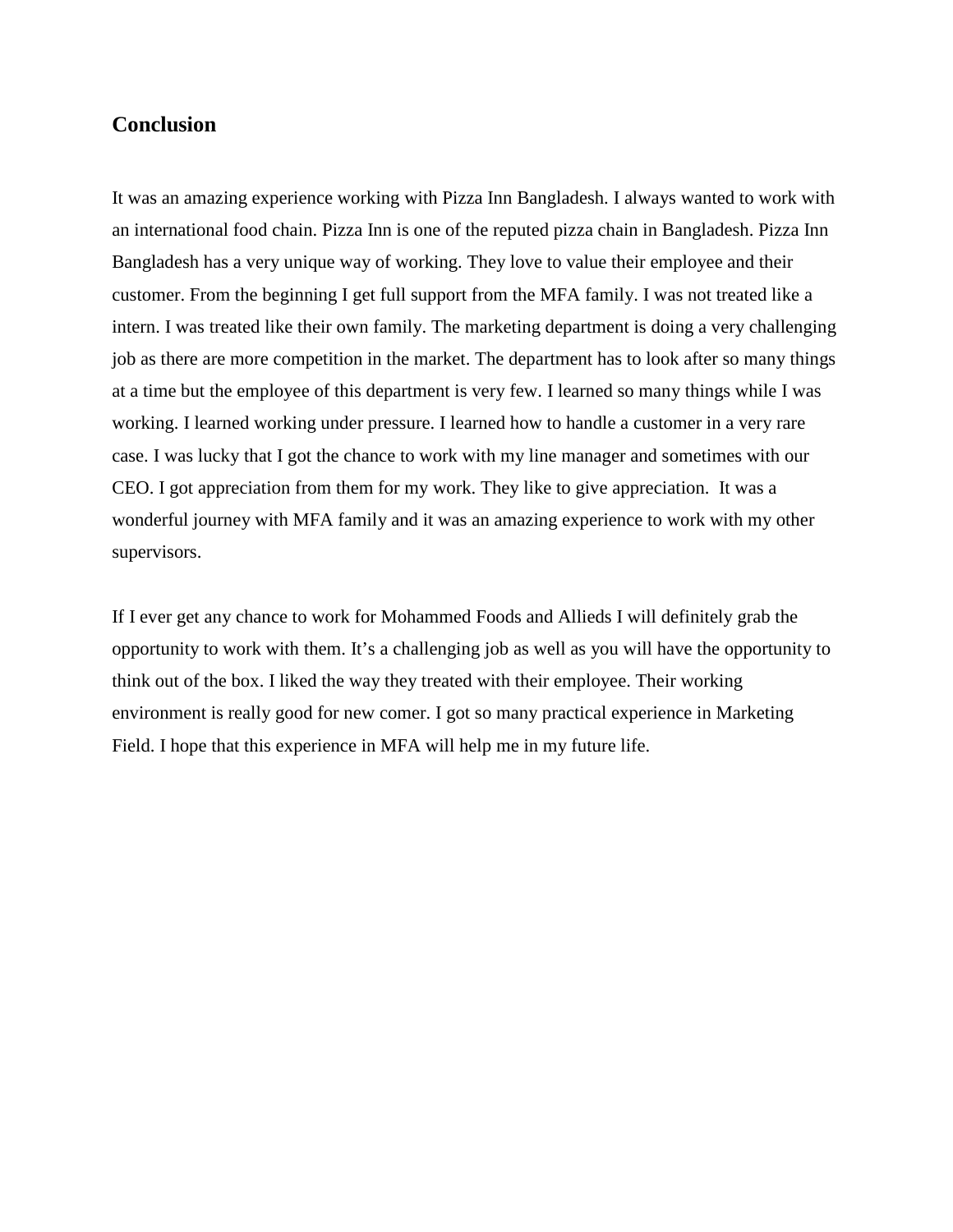## Conclusion

It was an amazing experience working with Pizza Inn Bangladesh. I always wanted to work with an international food chain. Pizza Inn is one of the reputed pizza chain in Bangladesh. Pizza Inn Bangladesh has a very unique way of working. They love to value their employee and their customer. From the beginning I get full support from the MFA family. I was not treated like a intern. I was treated like their own family. The marketing department is doing a very challenging job as there are more competition in the market. The department has to look after so many things at a time but the employee of this department is very few. I learned so many things while I was working. I learned working under pressure. I learned how to handle a customer in a very rare case. I was lucky that I got the chance to work with my line manager and sometimes with our CEO. I got appreciation from them for my work. They like to give appreciation.  It was a wonderful journey with MFA family and it was an amazing experience to work with my other supervisors.

If I ever get any chance to work for Mohammed Foods and Allieds I will definitely grab the opportunity to work with them. It's a challenging job as well as you will have the opportunity to think out of the box. I liked the way they treated with their employee. Their working environment is really good for new comer. I got so many practical experience in Marketing Field. I hope that this experience in MFA will help me in my future life.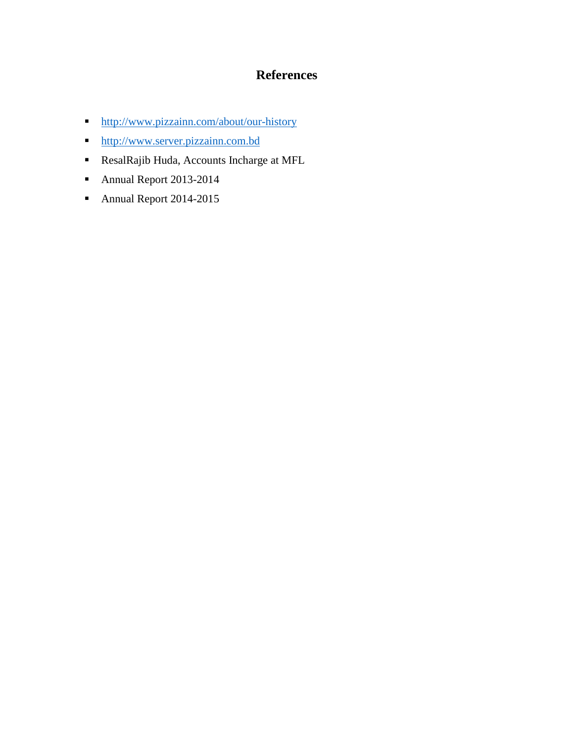# References

- http://www.pizzainn.com/about/our-history
- http://www.server.pizzainn.com.bd
- ResalRajib Huda, Accounts Incharge at MFL
- Annual Report 2013-2014
- Annual Report 2014-2015